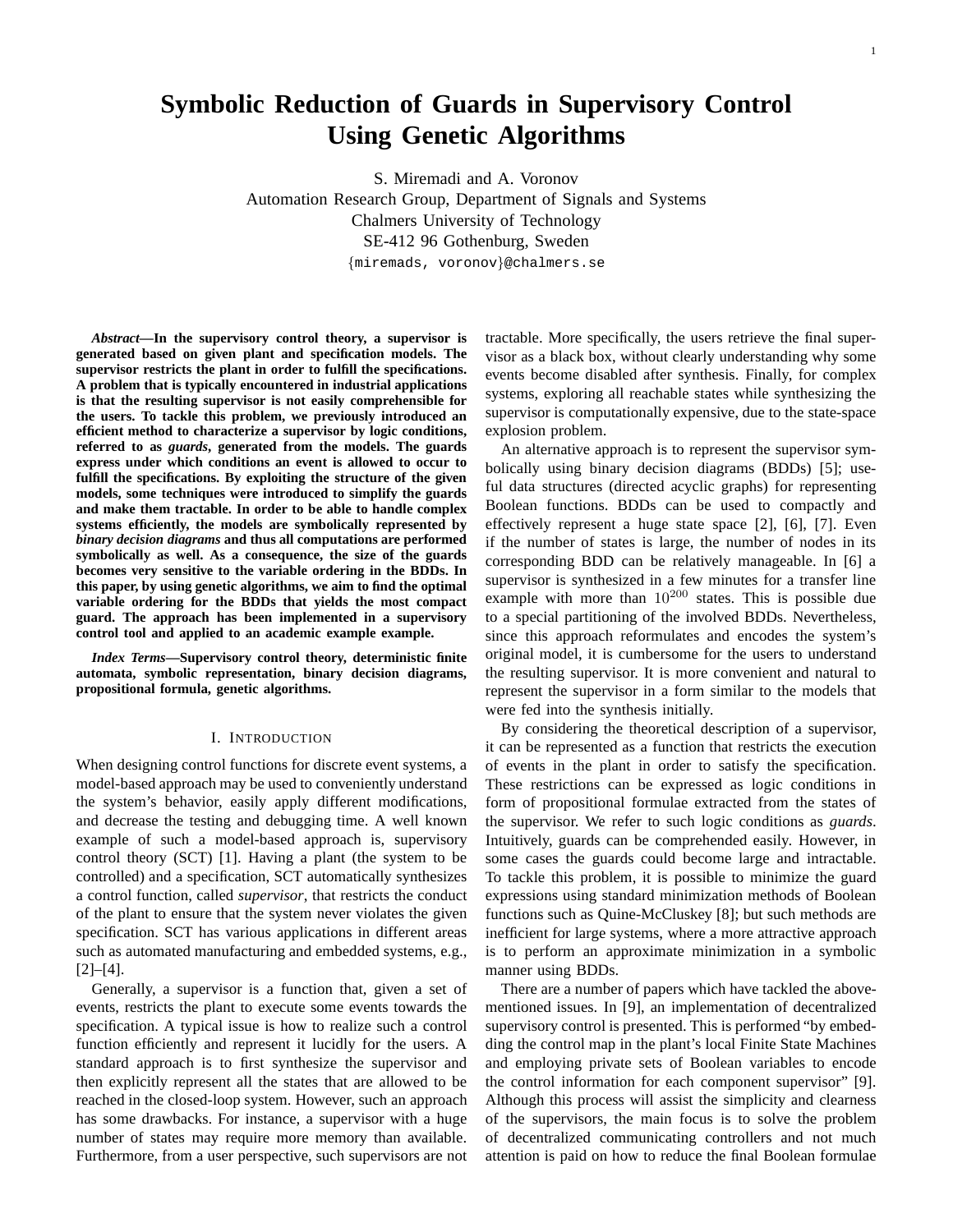# Symbolic Reduction of Guards in Supervisory Control Using Genetic Algorithms

S. Miremadi and A. Voronov
Automation Research Group, Department of Signals and Systems
Chalmers University of Technology
SE-412 96 Gothenburg, Sweden
{miremads, voronov}@chalmers.se

***Abstract*—In the supervisory control theory, a supervisor is generated based on given plant and specification models. The supervisor restricts the plant in order to fulfill the specifications. A problem that is typically encountered in industrial applications is that the resulting supervisor is not easily comprehensible for the users. To tackle this problem, we previously introduced an efficient method to characterize a supervisor by logic conditions, referred to as *guards*, generated from the models. The guards express under which conditions an event is allowed to occur to fulfill the specifications. By exploiting the structure of the given models, some techniques were introduced to simplify the guards and make them tractable. In order to be able to handle complex systems efficiently, the models are symbolically represented by *binary decision diagrams* and thus all computations are performed symbolically as well. As a consequence, the size of the guards becomes very sensitive to the variable ordering in the BDDs. In this paper, by using genetic algorithms, we aim to find the optimal variable ordering for the BDDs that yields the most compact guard. The approach has been implemented in a supervisory control tool and applied to an academic example example.**

***Index Terms*—Supervisory control theory, deterministic finite automata, symbolic representation, binary decision diagrams, propositional formula, genetic algorithms.**

## I. Introduction

When designing control functions for discrete event systems, a model-based approach may be used to conveniently understand the system's behavior, easily apply different modifications, and decrease the testing and debugging time. A well known example of such a model-based approach is, supervisory control theory (SCT) [1]. Having a plant (the system to be controlled) and a specification, SCT automatically synthesizes a control function, called *supervisor*, that restricts the conduct of the plant to ensure that the system never violates the given specification. SCT has various applications in different areas such as automated manufacturing and embedded systems, e.g., [2]–[4].

Generally, a supervisor is a function that, given a set of events, restricts the plant to execute some events towards the specification. A typical issue is how to realize such a control function efficiently and represent it lucidly for the users. A standard approach is to first synthesize the supervisor and then explicitly represent all the states that are allowed to be reached in the closed-loop system. However, such an approach has some drawbacks. For instance, a supervisor with a huge number of states may require more memory than available. Furthermore, from a user perspective, such supervisors are not tractable. More specifically, the users retrieve the final supervisor as a black box, without clearly understanding why some events become disabled after synthesis. Finally, for complex systems, exploring all reachable states while synthesizing the supervisor is computationally expensive, due to the state-space explosion problem.

An alternative approach is to represent the supervisor symbolically using binary decision diagrams (BDDs) [5]; useful data structures (directed acyclic graphs) for representing Boolean functions. BDDs can be used to compactly and effectively represent a huge state space [2], [6], [7]. Even if the number of states is large, the number of nodes in its corresponding BDD can be relatively manageable. In [6] a supervisor is synthesized in a few minutes for a transfer line example with more than $10^{200}$ states. This is possible due to a special partitioning of the involved BDDs. Nevertheless, since this approach reformulates and encodes the system's original model, it is cumbersome for the users to understand the resulting supervisor. It is more convenient and natural to represent the supervisor in a form similar to the models that were fed into the synthesis initially.

By considering the theoretical description of a supervisor, it can be represented as a function that restricts the execution of events in the plant in order to satisfy the specification. These restrictions can be expressed as logic conditions in form of propositional formulae extracted from the states of the supervisor. We refer to such logic conditions as *guards*. Intuitively, guards can be comprehended easily. However, in some cases the guards could become large and intractable. To tackle this problem, it is possible to minimize the guard expressions using standard minimization methods of Boolean functions such as Quine-McCluskey [8]; but such methods are inefficient for large systems, where a more attractive approach is to perform an approximate minimization in a symbolic manner using BDDs.

There are a number of papers which have tackled the above-mentioned issues. In [9], an implementation of decentralized supervisory control is presented. This is performed "by embedding the control map in the plant's local Finite State Machines and employing private sets of Boolean variables to encode the control information for each component supervisor" [9]. Although this process will assist the simplicity and clearness of the supervisors, the main focus is to solve the problem of decentralized communicating controllers and not much attention is paid on how to reduce the final Boolean formulae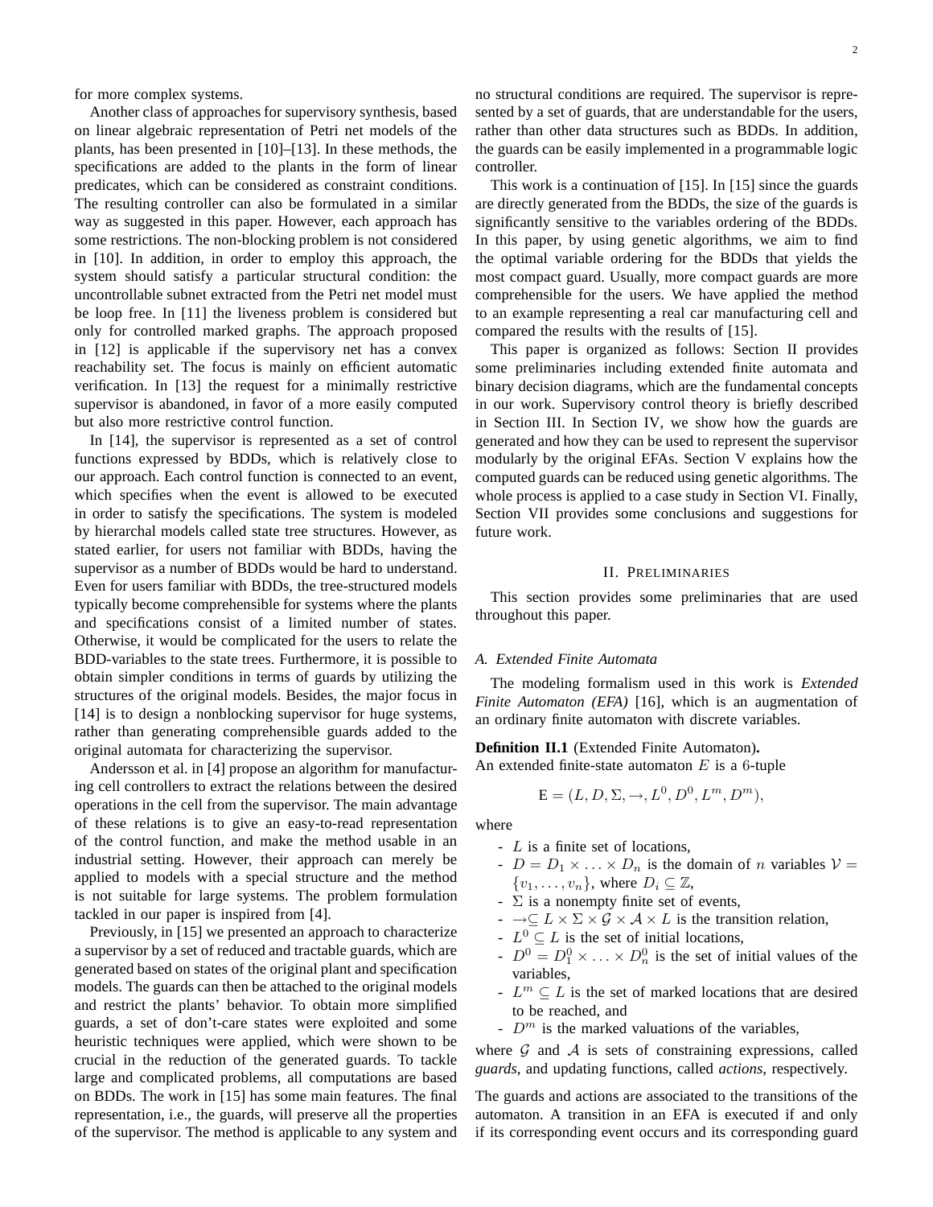for more complex systems.

Another class of approaches for supervisory synthesis, based on linear algebraic representation of Petri net models of the plants, has been presented in [10]–[13]. In these methods, the specifications are added to the plants in the form of linear predicates, which can be considered as constraint conditions. The resulting controller can also be formulated in a similar way as suggested in this paper. However, each approach has some restrictions. The non-blocking problem is not considered in [10]. In addition, in order to employ this approach, the system should satisfy a particular structural condition: the uncontrollable subnet extracted from the Petri net model must be loop free. In [11] the liveness problem is considered but only for controlled marked graphs. The approach proposed in [12] is applicable if the supervisory net has a convex reachability set. The focus is mainly on efficient automatic verification. In [13] the request for a minimally restrictive supervisor is abandoned, in favor of a more easily computed but also more restrictive control function.

In [14], the supervisor is represented as a set of control functions expressed by BDDs, which is relatively close to our approach. Each control function is connected to an event, which specifies when the event is allowed to be executed in order to satisfy the specifications. The system is modeled by hierarchal models called state tree structures. However, as stated earlier, for users not familiar with BDDs, having the supervisor as a number of BDDs would be hard to understand. Even for users familiar with BDDs, the tree-structured models typically become comprehensible for systems where the plants and specifications consist of a limited number of states. Otherwise, it would be complicated for the users to relate the BDD-variables to the state trees. Furthermore, it is possible to obtain simpler conditions in terms of guards by utilizing the structures of the original models. Besides, the major focus in [14] is to design a nonblocking supervisor for huge systems, rather than generating comprehensible guards added to the original automata for characterizing the supervisor.

Andersson et al. in [4] propose an algorithm for manufacturing cell controllers to extract the relations between the desired operations in the cell from the supervisor. The main advantage of these relations is to give an easy-to-read representation of the control function, and make the method usable in an industrial setting. However, their approach can merely be applied to models with a special structure and the method is not suitable for large systems. The problem formulation tackled in our paper is inspired from [4].

Previously, in [15] we presented an approach to characterize a supervisor by a set of reduced and tractable guards, which are generated based on states of the original plant and specification models. The guards can then be attached to the original models and restrict the plants' behavior. To obtain more simplified guards, a set of don't-care states were exploited and some heuristic techniques were applied, which were shown to be crucial in the reduction of the generated guards. To tackle large and complicated problems, all computations are based on BDDs. The work in [15] has some main features. The final representation, i.e., the guards, will preserve all the properties of the supervisor. The method is applicable to any system and no structural conditions are required. The supervisor is represented by a set of guards, that are understandable for the users, rather than other data structures such as BDDs. In addition, the guards can be easily implemented in a programmable logic controller.

This work is a continuation of [15]. In [15] since the guards are directly generated from the BDDs, the size of the guards is significantly sensitive to the variables ordering of the BDDs. In this paper, by using genetic algorithms, we aim to find the optimal variable ordering for the BDDs that yields the most compact guard. Usually, more compact guards are more comprehensible for the users. We have applied the method to an example representing a real car manufacturing cell and compared the results with the results of [15].

This paper is organized as follows: Section II provides some preliminaries including extended finite automata and binary decision diagrams, which are the fundamental concepts in our work. Supervisory control theory is briefly described in Section III. In Section IV, we show how the guards are generated and how they can be used to represent the supervisor modularly by the original EFAs. Section V explains how the computed guards can be reduced using genetic algorithms. The whole process is applied to a case study in Section VI. Finally, Section VII provides some conclusions and suggestions for future work.

## II. Preliminaries

This section provides some preliminaries that are used throughout this paper.

### A. Extended Finite Automata

The modeling formalism used in this work is *Extended Finite Automaton (EFA)* [16], which is an augmentation of an ordinary finite automaton with discrete variables.

**Definition II.1** (Extended Finite Automaton)**.**
An extended finite-state automaton $E$ is a 6-tuple

$$\mathrm{E} = (L, D, \Sigma, \rightarrow, L^0, D^0, L^m, D^m),$$

where

- $L$ is a finite set of locations,
- $D = D_1 \times \ldots \times D_n$ is the domain of $n$ variables $\mathcal{V} = \{v_1, \ldots, v_n\}$, where $D_i \subseteq \mathbb{Z}$,
- $\Sigma$ is a nonempty finite set of events,
- $\rightarrow \subseteq L \times \Sigma \times \mathcal{G} \times \mathcal{A} \times L$ is the transition relation,
- $L^0 \subseteq L$ is the set of initial locations,
- $D^0 = D_1^0 \times \ldots \times D_n^0$ is the set of initial values of the variables,
- $L^m \subseteq L$ is the set of marked locations that are desired to be reached, and
- $D^m$ is the marked valuations of the variables,

where $\mathcal{G}$ and $\mathcal{A}$ is sets of constraining expressions, called *guards*, and updating functions, called *actions*, respectively.

The guards and actions are associated to the transitions of the automaton. A transition in an EFA is executed if and only if its corresponding event occurs and its corresponding guard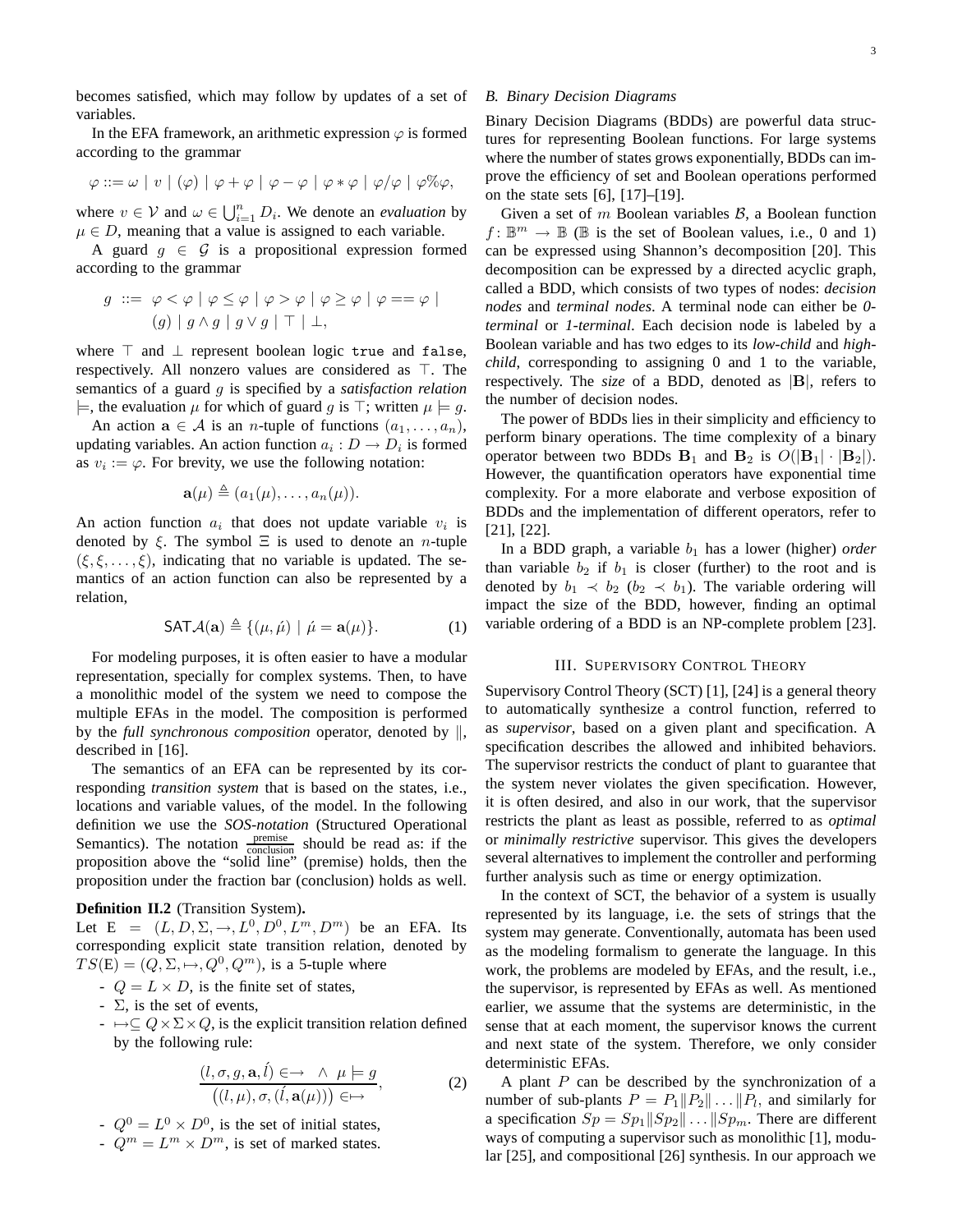becomes satisfied, which may follow by updates of a set of variables.

In the EFA framework, an arithmetic expression $\varphi$ is formed according to the grammar

$$\varphi ::= \omega \mid v \mid (\varphi) \mid \varphi + \varphi \mid \varphi - \varphi \mid \varphi * \varphi \mid \varphi/\varphi \mid \varphi\%\varphi,$$

where $v \in \mathcal{V}$ and $\omega \in \bigcup_{i=1}^{n} D_i$. We denote an *evaluation* by $\mu \in D$, meaning that a value is assigned to each variable.

A guard $g \in \mathcal{G}$ is a propositional expression formed according to the grammar

$$g \ ::= \ \varphi < \varphi \mid \varphi \leq \varphi \mid \varphi > \varphi \mid \varphi \geq \varphi \mid \varphi == \varphi \mid (g) \mid g \wedge g \mid g \vee g \mid \top \mid \bot,$$

where $\top$ and $\bot$ represent boolean logic `true` and `false`, respectively. All nonzero values are considered as $\top$. The semantics of a guard $g$ is specified by a *satisfaction relation* $\models$, the evaluation $\mu$ for which of guard $g$ is $\top$; written $\mu \models g$.

An action $\mathbf{a} \in \mathcal{A}$ is an $n$-tuple of functions $(a_1, \ldots, a_n)$, updating variables. An action function $a_i : D \to D_i$ is formed as $v_i := \varphi$. For brevity, we use the following notation:

$$\mathbf{a}(\mu) \triangleq (a_1(\mu), \ldots, a_n(\mu)).$$

An action function $a_i$ that does not update variable $v_i$ is denoted by $\xi$. The symbol $\Xi$ is used to denote an $n$-tuple $(\xi, \xi, \ldots, \xi)$, indicating that no variable is updated. The semantics of an action function can also be represented by a relation,

$$\mathsf{SAT}\mathcal{A}(\mathbf{a}) \triangleq \{(\mu, \acute{\mu}) \mid \acute{\mu} = \mathbf{a}(\mu)\}. \tag{1}$$

For modeling purposes, it is often easier to have a modular representation, specially for complex systems. Then, to have a monolithic model of the system we need to compose the multiple EFAs in the model. The composition is performed by the *full synchronous composition* operator, denoted by $\|$, described in [16].

The semantics of an EFA can be represented by its corresponding *transition system* that is based on the states, i.e., locations and variable values, of the model. In the following definition we use the *SOS-notation* (Structured Operational Semantics). The notation $\frac{\text{premise}}{\text{conclusion}}$ should be read as: if the proposition above the "solid line" (premise) holds, then the proposition under the fraction bar (conclusion) holds as well.

**Definition II.2** (Transition System)**.**
Let $\mathrm{E} = (L, D, \Sigma, \to, L^0, D^0, L^m, D^m)$ be an EFA. Its corresponding explicit state transition relation, denoted by $TS(\mathrm{E}) = (Q, \Sigma, \mapsto, Q^0, Q^m)$, is a 5-tuple where

- $Q = L \times D$, is the finite set of states,
- $\Sigma$, is the set of events,
- $\mapsto \subseteq Q \times \Sigma \times Q$, is the explicit transition relation defined by the following rule:

$$\frac{(l, \sigma, g, \mathbf{a}, \acute{l}) \in \to \ \wedge \ \mu \models g}{\big((l, \mu), \sigma, (\acute{l}, \mathbf{a}(\mu))\big) \in \mapsto}, \tag{2}$$

- $Q^0 = L^0 \times D^0$, is the set of initial states,
- $Q^m = L^m \times D^m$, is set of marked states.

### B. Binary Decision Diagrams

Binary Decision Diagrams (BDDs) are powerful data structures for representing Boolean functions. For large systems where the number of states grows exponentially, BDDs can improve the efficiency of set and Boolean operations performed on the state sets [6], [17]–[19].

Given a set of $m$ Boolean variables $\mathcal{B}$, a Boolean function $f \colon \mathbb{B}^m \to \mathbb{B}$ ($\mathbb{B}$ is the set of Boolean values, i.e., 0 and 1) can be expressed using Shannon's decomposition [20]. This decomposition can be expressed by a directed acyclic graph, called a BDD, which consists of two types of nodes: *decision nodes* and *terminal nodes*. A terminal node can either be *0-terminal* or *1-terminal*. Each decision node is labeled by a Boolean variable and has two edges to its *low-child* and *high-child*, corresponding to assigning 0 and 1 to the variable, respectively. The *size* of a BDD, denoted as $|\mathbf{B}|$, refers to the number of decision nodes.

The power of BDDs lies in their simplicity and efficiency to perform binary operations. The time complexity of a binary operator between two BDDs $\mathbf{B}_1$ and $\mathbf{B}_2$ is $O(|\mathbf{B}_1| \cdot |\mathbf{B}_2|)$. However, the quantification operators have exponential time complexity. For a more elaborate and verbose exposition of BDDs and the implementation of different operators, refer to [21], [22].

In a BDD graph, a variable $b_1$ has a lower (higher) *order* than variable $b_2$ if $b_1$ is closer (further) to the root and is denoted by $b_1 \prec b_2$ ($b_2 \prec b_1$). The variable ordering will impact the size of the BDD, however, finding an optimal variable ordering of a BDD is an NP-complete problem [23].

## III. Supervisory Control Theory

Supervisory Control Theory (SCT) [1], [24] is a general theory to automatically synthesize a control function, referred to as *supervisor*, based on a given plant and specification. A specification describes the allowed and inhibited behaviors. The supervisor restricts the conduct of plant to guarantee that the system never violates the given specification. However, it is often desired, and also in our work, that the supervisor restricts the plant as least as possible, referred to as *optimal* or *minimally restrictive* supervisor. This gives the developers several alternatives to implement the controller and performing further analysis such as time or energy optimization.

In the context of SCT, the behavior of a system is usually represented by its language, i.e. the sets of strings that the system may generate. Conventionally, automata has been used as the modeling formalism to generate the language. In this work, the problems are modeled by EFAs, and the result, i.e., the supervisor, is represented by EFAs as well. As mentioned earlier, we assume that the systems are deterministic, in the sense that at each moment, the supervisor knows the current and next state of the system. Therefore, we only consider deterministic EFAs.

A plant $P$ can be described by the synchronization of a number of sub-plants $P = P_1 \| P_2 \| \ldots \| P_l$, and similarly for a specification $Sp = Sp_1 \| Sp_2 \| \ldots \| Sp_m$. There are different ways of computing a supervisor such as monolithic [1], modular [25], and compositional [26] synthesis. In our approach we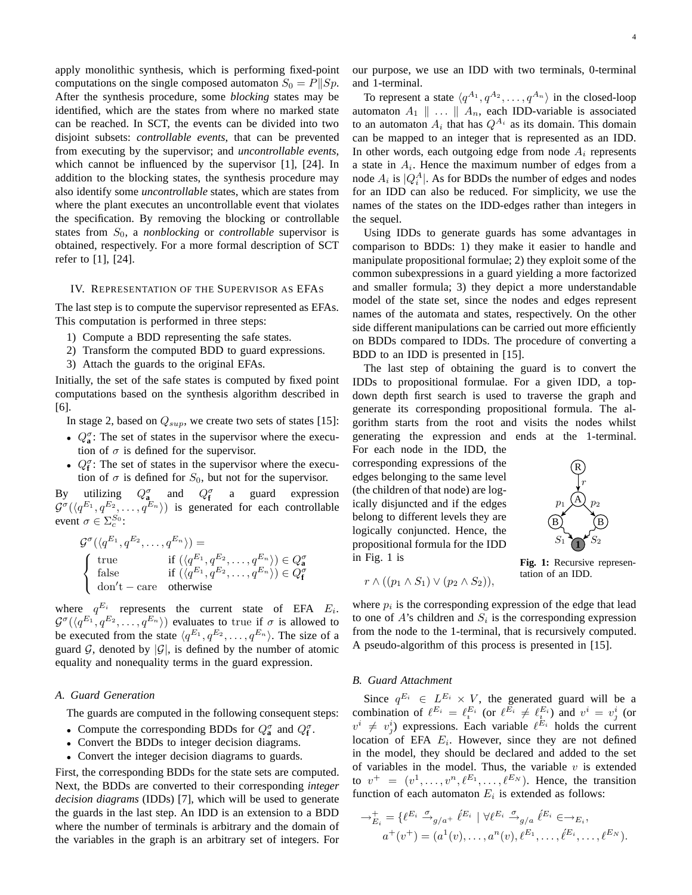apply monolithic synthesis, which is performing fixed-point computations on the single composed automaton $S_0 = P \| Sp$. After the synthesis procedure, some *blocking* states may be identified, which are the states from where no marked state can be reached. In SCT, the events can be divided into two disjoint subsets: *controllable events*, that can be prevented from executing by the supervisor; and *uncontrollable events*, which cannot be influenced by the supervisor [1], [24]. In addition to the blocking states, the synthesis procedure may also identify some *uncontrollable* states, which are states from where the plant executes an uncontrollable event that violates the specification. By removing the blocking or controllable states from $S_0$, a *nonblocking* or *controllable* supervisor is obtained, respectively. For a more formal description of SCT refer to [1], [24].

## IV. Representation of the Supervisor as EFAs

The last step is to compute the supervisor represented as EFAs. This computation is performed in three steps:

1) Compute a BDD representing the safe states.
2) Transform the computed BDD to guard expressions.
3) Attach the guards to the original EFAs.

Initially, the set of the safe states is computed by fixed point computations based on the synthesis algorithm described in [6].

In stage 2, based on $Q_{sup}$, we create two sets of states [15]:

- $Q^{\sigma}_{\mathbf{a}}$: The set of states in the supervisor where the execution of $\sigma$ is defined for the supervisor.
- $Q^{\sigma}_{\mathbf{f}}$: The set of states in the supervisor where the execution of $\sigma$ is defined for $S_0$, but not for the supervisor.

By utilizing $Q^{\sigma}_{\mathbf{a}}$ and $Q^{\sigma}_{\mathbf{f}}$ a guard expression $\mathcal{G}^{\sigma}(\langle q^{E_1}, q^{E_2}, \ldots, q^{E_n}\rangle)$ is generated for each controllable event $\sigma \in \Sigma^{S_0}_c$:

$$\mathcal{G}^{\sigma}(\langle q^{E_1}, q^{E_2}, \ldots, q^{E_n}\rangle) = \begin{cases} \text{true} & \text{if } (\langle q^{E_1}, q^{E_2}, \ldots, q^{E_n}\rangle) \in Q^{\sigma}_{\mathbf{a}} \\ \text{false} & \text{if } (\langle q^{E_1}, q^{E_2}, \ldots, q^{E_n}\rangle) \in Q^{\sigma}_{\mathbf{f}} \\ \text{don't}-\text{care} & \text{otherwise} \end{cases}$$

where $q^{E_i}$ represents the current state of EFA $E_i$. $\mathcal{G}^{\sigma}(\langle q^{E_1}, q^{E_2}, \ldots, q^{E_n}\rangle)$ evaluates to $\text{true}$ if $\sigma$ is allowed to be executed from the state $\langle q^{E_1}, q^{E_2}, \ldots, q^{E_n}\rangle$. The size of a guard $\mathcal{G}$, denoted by $|\mathcal{G}|$, is defined by the number of atomic equality and nonequality terms in the guard expression.

### A. Guard Generation

The guards are computed in the following consequent steps:

- Compute the corresponding BDDs for $Q^{\sigma}_{\mathbf{a}}$ and $Q^{\sigma}_{\mathbf{f}}$.
- Convert the BDDs to integer decision diagrams.
- Convert the integer decision diagrams to guards.

First, the corresponding BDDs for the state sets are computed. Next, the BDDs are converted to their corresponding *integer decision diagrams* (IDDs) [7], which will be used to generate the guards in the last step. An IDD is an extension to a BDD where the number of terminals is arbitrary and the domain of the variables in the graph is an arbitrary set of integers. For our purpose, we use an IDD with two terminals, 0-terminal and 1-terminal.

To represent a state $\langle q^{A_1}, q^{A_2}, \ldots, q^{A_n}\rangle$ in the closed-loop automaton $A_1 \| \ldots \| A_n$, each IDD-variable is associated to an automaton $A_i$ that has $Q^{A_i}$ as its domain. This domain can be mapped to an integer that is represented as an IDD. In other words, each outgoing edge from node $A_i$ represents a state in $A_i$. Hence the maximum number of edges from a node $A_i$ is $|Q^A_i|$. As for BDDs the number of edges and nodes for an IDD can also be reduced. For simplicity, we use the names of the states on the IDD-edges rather than integers in the sequel.

Using IDDs to generate guards has some advantages in comparison to BDDs: 1) they make it easier to handle and manipulate propositional formulae; 2) they exploit some of the common subexpressions in a guard yielding a more factorized and smaller formula; 3) they depict a more understandable model of the state set, since the nodes and edges represent names of the automata and states, respectively. On the other side different manipulations can be carried out more efficiently on BDDs compared to IDDs. The procedure of converting a BDD to an IDD is presented in [15].

The last step of obtaining the guard is to convert the IDDs to propositional formulae. For a given IDD, a top-down depth first search is used to traverse the graph and generate its corresponding propositional formula. The algorithm starts from the root and visits the nodes whilst generating the expression and ends at the 1-terminal. For each node in the IDD, the corresponding expressions of the edges belonging to the same level (the children of that node) are logically disjuncted and if the edges belong to different levels they are logically conjuncted. Hence, the propositional formula for the IDD in Fig. 1 is

**Fig. 1:** Recursive representation of an IDD.

$$r \wedge ((p_1 \wedge S_1) \vee (p_2 \wedge S_2)),$$

where $p_i$ is the corresponding expression of the edge that lead to one of $A$'s children and $S_i$ is the corresponding expression from the node to the 1-terminal, that is recursively computed. A pseudo-algorithm of this process is presented in [15].

### B. Guard Attachment

Since $q^{E_i} \in L^{E_i} \times V$, the generated guard will be a combination of $\ell^{E_i} = \ell^{E_i}_i$ (or $\ell^{E_i} \neq \ell^{E_i}_i$) and $v^i = v^i_j$ (or $v^i \neq v^i_j$) expressions. Each variable $\ell^{E_i}$ holds the current location of EFA $E_i$. However, since they are not defined in the model, they should be declared and added to the set of variables in the model. Thus, the variable $v$ is extended to $v^+ = (v^1, \ldots, v^n, \ell^{E_1}, \ldots, \ell^{E_N})$. Hence, the transition function of each automaton $E_i$ is extended as follows:

$$\begin{aligned} \rightarrow^+_{E_i} = \{ & \ell^{E_i} \xrightarrow{\sigma}_{g/a^+} \acute{\ell}^{E_i} \mid \forall \ell^{E_i} \xrightarrow{\sigma}_{g/a} \acute{\ell}^{E_i} \in \rightarrow_{E_i}, \\ & a^+(v^+) = (a^1(v), \ldots, a^n(v), \ell^{E_1}, \ldots, \acute{\ell}^{E_i}, \ldots, \ell^{E_N}). \end{aligned}$$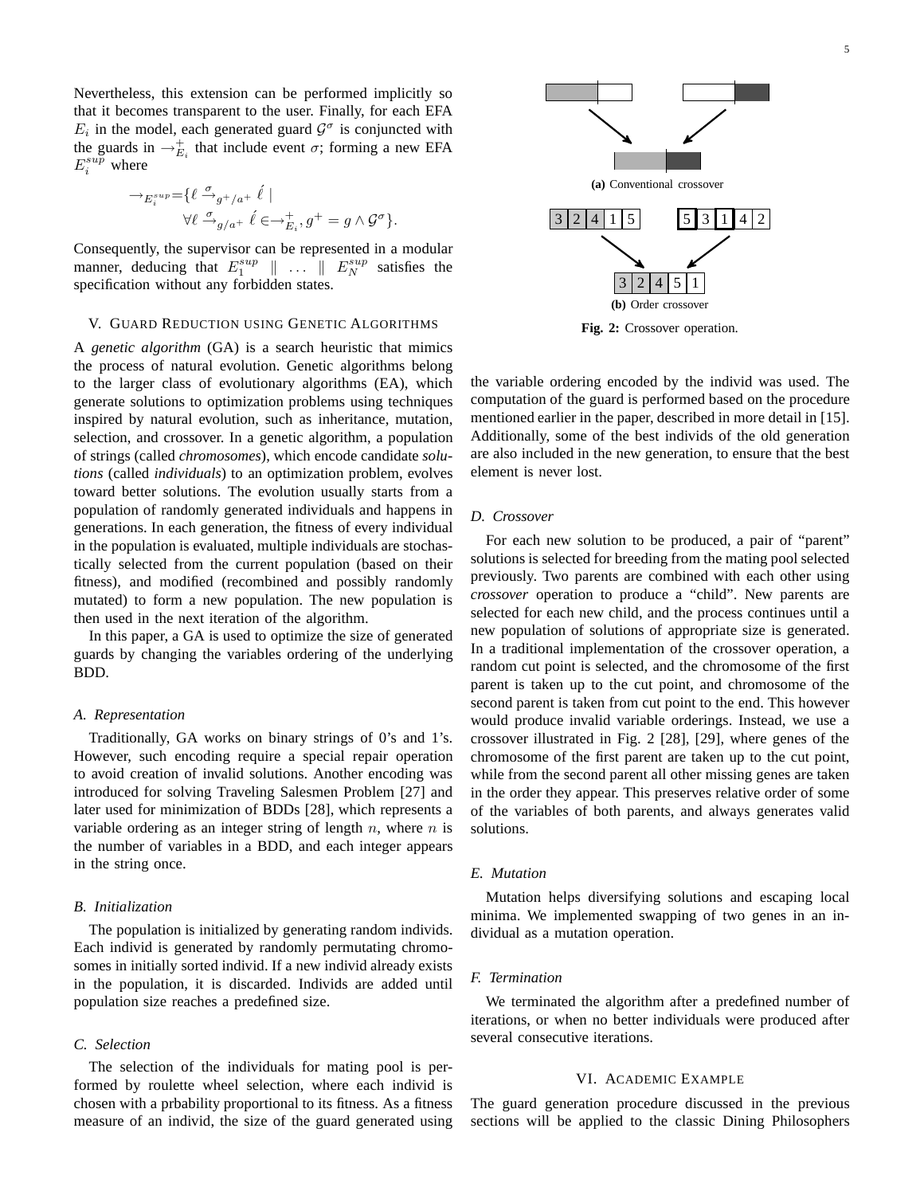Nevertheless, this extension can be performed implicitly so that it becomes transparent to the user. Finally, for each EFA $E_i$ in the model, each generated guard $\mathcal{G}^\sigma$ is conjuncted with the guards in $\rightarrow^+_{E_i}$ that include event $\sigma$; forming a new EFA $E_i^{sup}$ where

$$\rightarrow_{E_i^{sup}} = \{\ell \xrightarrow{\sigma}_{g^+/a^+} \acute{\ell} \mid \forall \ell \xrightarrow{\sigma}_{g/a^+} \acute{\ell} \in \rightarrow^+_{E_i}, g^+ = g \wedge \mathcal{G}^\sigma\}.$$

Consequently, the supervisor can be represented in a modular manner, deducing that $E_1^{sup} \parallel \ldots \parallel E_N^{sup}$ satisfies the specification without any forbidden states.

## V. Guard Reduction using Genetic Algorithms

A *genetic algorithm* (GA) is a search heuristic that mimics the process of natural evolution. Genetic algorithms belong to the larger class of evolutionary algorithms (EA), which generate solutions to optimization problems using techniques inspired by natural evolution, such as inheritance, mutation, selection, and crossover. In a genetic algorithm, a population of strings (called *chromosomes*), which encode candidate *solutions* (called *individuals*) to an optimization problem, evolves toward better solutions. The evolution usually starts from a population of randomly generated individuals and happens in generations. In each generation, the fitness of every individual in the population is evaluated, multiple individuals are stochastically selected from the current population (based on their fitness), and modified (recombined and possibly randomly mutated) to form a new population. The new population is then used in the next iteration of the algorithm.

In this paper, a GA is used to optimize the size of generated guards by changing the variables ordering of the underlying BDD.

### A. Representation

Traditionally, GA works on binary strings of 0's and 1's. However, such encoding require a special repair operation to avoid creation of invalid solutions. Another encoding was introduced for solving Traveling Salesmen Problem [27] and later used for minimization of BDDs [28], which represents a variable ordering as an integer string of length $n$, where $n$ is the number of variables in a BDD, and each integer appears in the string once.

### B. Initialization

The population is initialized by generating random individs. Each individ is generated by randomly permutating chromosomes in initially sorted individ. If a new individ already exists in the population, it is discarded. Individs are added until population size reaches a predefined size.

### C. Selection

The selection of the individuals for mating pool is performed by roulette wheel selection, where each individ is chosen with a prbability proportional to its fitness. As a fitness measure of an individ, the size of the guard generated using the variable ordering encoded by the individ was used. The computation of the guard is performed based on the procedure mentioned earlier in the paper, described in more detail in [15]. Additionally, some of the best individs of the old generation are also included in the new generation, to ensure that the best element is never lost.

(a) Conventional crossover

| 3 | 2 | 4 | 1 | 5 |
|---|---|---|---|---|

| 5 | 3 | 1 | 4 | 2 |
|---|---|---|---|---|

| 3 | 2 | 4 | 5 | 1 |
|---|---|---|---|---|

(b) Order crossover

**Fig. 2:** Crossover operation.

### D. Crossover

For each new solution to be produced, a pair of "parent" solutions is selected for breeding from the mating pool selected previously. Two parents are combined with each other using *crossover* operation to produce a "child". New parents are selected for each new child, and the process continues until a new population of solutions of appropriate size is generated. In a traditional implementation of the crossover operation, a random cut point is selected, and the chromosome of the first parent is taken up to the cut point, and chromosome of the second parent is taken from cut point to the end. This however would produce invalid variable orderings. Instead, we use a crossover illustrated in Fig. 2 [28], [29], where genes of the chromosome of the first parent are taken up to the cut point, while from the second parent all other missing genes are taken in the order they appear. This preserves relative order of some of the variables of both parents, and always generates valid solutions.

### E. Mutation

Mutation helps diversifying solutions and escaping local minima. We implemented swapping of two genes in an individual as a mutation operation.

### F. Termination

We terminated the algorithm after a predefined number of iterations, or when no better individuals were produced after several consecutive iterations.

## VI. Academic Example

The guard generation procedure discussed in the previous sections will be applied to the classic Dining Philosophers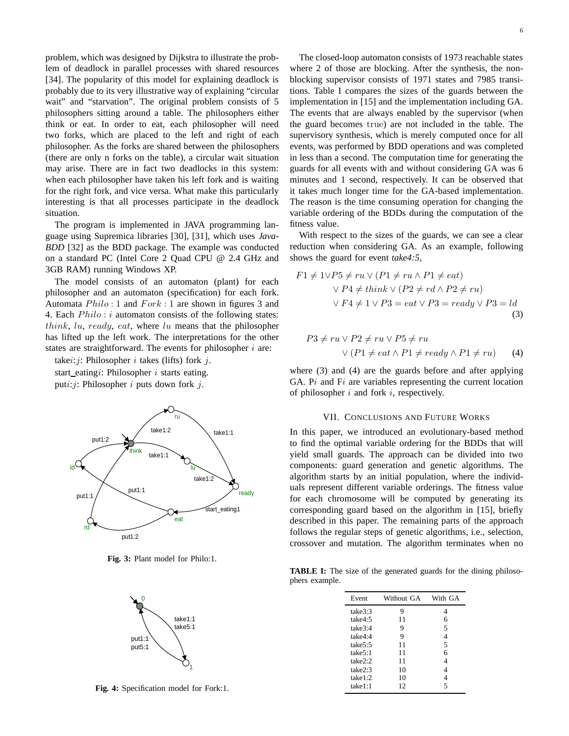problem, which was designed by Dijkstra to illustrate the problem of deadlock in parallel processes with shared resources [34]. The popularity of this model for explaining deadlock is probably due to its very illustrative way of explaining “circular wait” and “starvation”. The original problem consists of 5 philosophers sitting around a table. The philosophers either think or eat. In order to eat, each philosopher will need two forks, which are placed to the left and right of each philosopher. As the forks are shared between the philosophers (there are only n forks on the table), a circular wait situation may arise. There are in fact two deadlocks in this system: when each philosopher have taken his left fork and is waiting for the right fork, and vice versa. What make this particularly interesting is that all processes participate in the deadlock situation.

The program is implemented in JAVA programming language using Supremica libraries [30], [31], which uses *JavaBDD* [32] as the BDD package. The example was conducted on a standard PC (Intel Core 2 Quad CPU @ 2.4 GHz and 3GB RAM) running Windows XP.

The model consists of an automaton (plant) for each philosopher and an automaton (specification) for each fork. Automata $Philo:1$ and $Fork:1$ are shown in figures 3 and 4. Each $Philo:i$ automaton consists of the following states: $think$, $lu$, $ready$, $eat$, where $lu$ means that the philosopher has lifted up the left work. The interpretations for the other states are straightforward. The events for philosopher $i$ are:

take$i$:$j$: Philosopher $i$ takes (lifts) fork $j$.
start_eating$i$: Philosopher $i$ starts eating.
put$i$:$j$: Philosopher $i$ puts down fork $j$.

**Fig. 3:** Plant model for Philo:1.

**Fig. 4:** Specification model for Fork:1.

The closed-loop automaton consists of 1973 reachable states where 2 of those are blocking. After the synthesis, the nonblocking supervisor consists of 1971 states and 7985 transitions. Table I compares the sizes of the guards between the implementation in [15] and the implementation including GA. The events that are always enabled by the supervisor (when the guard becomes true) are not included in the table. The supervisory synthesis, which is merely computed once for all events, was performed by BDD operations and was completed in less than a second. The computation time for generating the guards for all events with and without considering GA was 6 minutes and 1 second, respectively. It can be observed that it takes much longer time for the GA-based implementation. The reason is the time consuming operation for changing the variable ordering of the BDDs during the computation of the fitness value.

With respect to the sizes of the guards, we can see a clear reduction when considering GA. As an example, following shows the guard for event *take4:5*,

$$
\begin{aligned}
F1 \neq 1 \vee P5 \neq ru \vee (P1 \neq ru \wedge P1 \neq eat) \\
\vee\, P4 \neq think \vee (P2 \neq rd \wedge P2 \neq ru) \\
\vee\, F4 \neq 1 \vee P3 = eat \vee P3 = ready \vee P3 = ld
\end{aligned} \quad (3)
$$

$$
\begin{aligned}
P3 \neq ru \vee P2 \neq ru \vee P5 \neq ru \\
\vee\, (P1 \neq eat \wedge P1 \neq ready \wedge P1 \neq ru)
\end{aligned} \quad (4)
$$

where (3) and (4) are the guards before and after applying GA. P$i$ and F$i$ are variables representing the current location of philosopher $i$ and fork $i$, respectively.

## VII. Conclusions and Future Works

In this paper, we introduced an evolutionary-based method to find the optimal variable ordering for the BDDs that will yield small guards. The approach can be divided into two components: guard generation and genetic algorithms. The algorithm starts by an initial population, where the individuals represent different variable orderings. The fitness value for each chromosome will be computed by generating its corresponding guard based on the algorithm in [15], briefly described in this paper. The remaining parts of the approach follows the regular steps of genetic algorithms, i.e., selection, crossover and mutation. The algorithm terminates when no

**TABLE I:** The size of the generated guards for the dining philosophers example.

| Event | Without GA | With GA |
|---|---|---|
| take3:3 | 9 | 4 |
| take4:5 | 11 | 6 |
| take3:4 | 9 | 5 |
| take4:4 | 9 | 4 |
| take5:5 | 11 | 5 |
| take5:1 | 11 | 6 |
| take2:2 | 11 | 4 |
| take2:3 | 10 | 4 |
| take1:2 | 10 | 4 |
| take1:1 | 12 | 5 |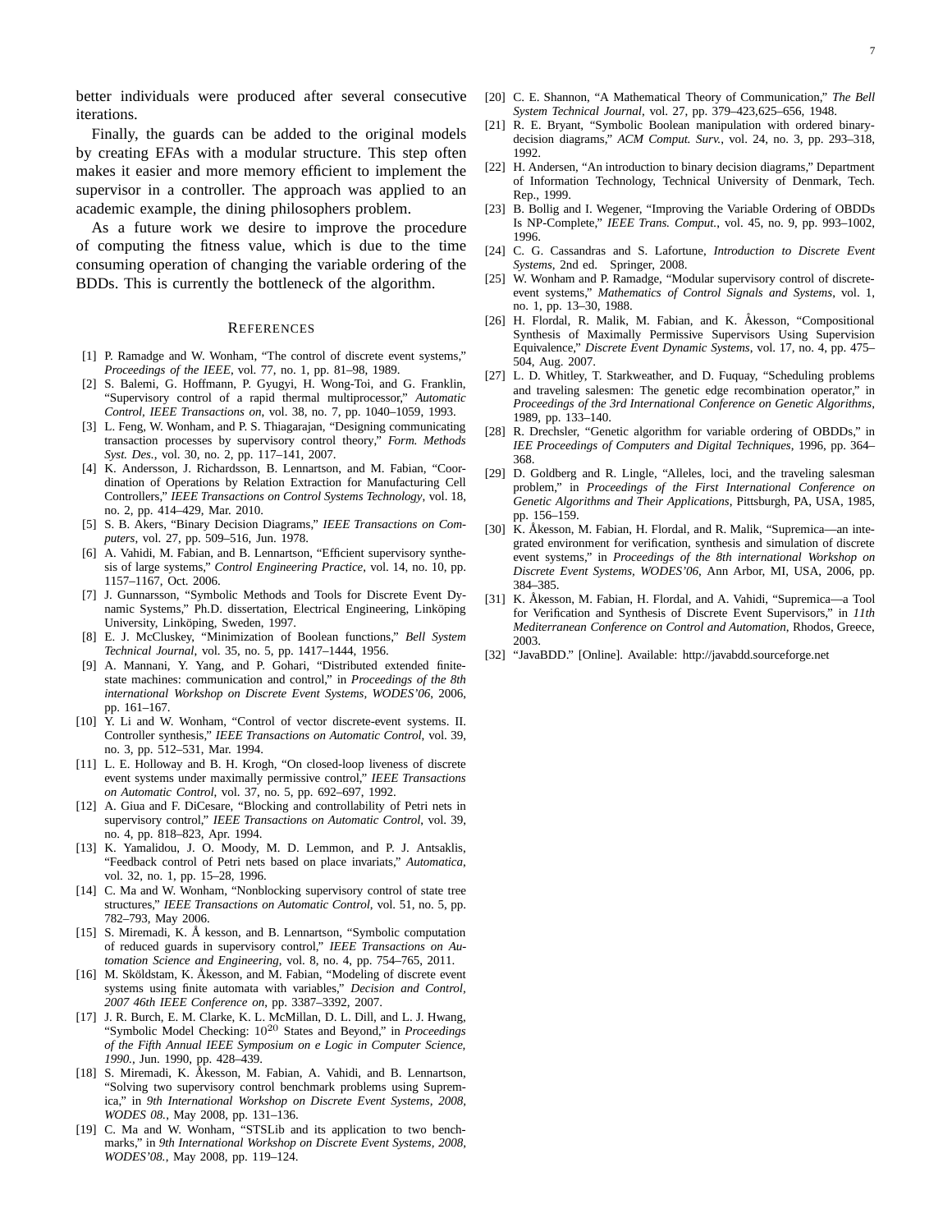better individuals were produced after several consecutive iterations.

Finally, the guards can be added to the original models by creating EFAs with a modular structure. This step often makes it easier and more memory efficient to implement the supervisor in a controller. The approach was applied to an academic example, the dining philosophers problem.

As a future work we desire to improve the procedure of computing the fitness value, which is due to the time consuming operation of changing the variable ordering of the BDDs. This is currently the bottleneck of the algorithm.

## References

[1] P. Ramadge and W. Wonham, “The control of discrete event systems,” *Proceedings of the IEEE*, vol. 77, no. 1, pp. 81–98, 1989.

[2] S. Balemi, G. Hoffmann, P. Gyugyi, H. Wong-Toi, and G. Franklin, “Supervisory control of a rapid thermal multiprocessor,” *Automatic Control, IEEE Transactions on*, vol. 38, no. 7, pp. 1040–1059, 1993.

[3] L. Feng, W. Wonham, and P. S. Thiagarajan, “Designing communicating transaction processes by supervisory control theory,” *Form. Methods Syst. Des.*, vol. 30, no. 2, pp. 117–141, 2007.

[4] K. Andersson, J. Richardsson, B. Lennartson, and M. Fabian, “Coordination of Operations by Relation Extraction for Manufacturing Cell Controllers,” *IEEE Transactions on Control Systems Technology*, vol. 18, no. 2, pp. 414–429, Mar. 2010.

[5] S. B. Akers, “Binary Decision Diagrams,” *IEEE Transactions on Computers*, vol. 27, pp. 509–516, Jun. 1978.

[6] A. Vahidi, M. Fabian, and B. Lennartson, “Efficient supervisory synthesis of large systems,” *Control Engineering Practice*, vol. 14, no. 10, pp. 1157–1167, Oct. 2006.

[7] J. Gunnarsson, “Symbolic Methods and Tools for Discrete Event Dynamic Systems,” Ph.D. dissertation, Electrical Engineering, Linköping University, Linköping, Sweden, 1997.

[8] E. J. McCluskey, “Minimization of Boolean functions,” *Bell System Technical Journal*, vol. 35, no. 5, pp. 1417–1444, 1956.

[9] A. Mannani, Y. Yang, and P. Gohari, “Distributed extended finite-state machines: communication and control,” in *Proceedings of the 8th international Workshop on Discrete Event Systems, WODES'06*, 2006, pp. 161–167.

[10] Y. Li and W. Wonham, “Control of vector discrete-event systems. II. Controller synthesis,” *IEEE Transactions on Automatic Control*, vol. 39, no. 3, pp. 512–531, Mar. 1994.

[11] L. E. Holloway and B. H. Krogh, “On closed-loop liveness of discrete event systems under maximally permissive control,” *IEEE Transactions on Automatic Control*, vol. 37, no. 5, pp. 692–697, 1992.

[12] A. Giua and F. DiCesare, “Blocking and controllability of Petri nets in supervisory control,” *IEEE Transactions on Automatic Control*, vol. 39, no. 4, pp. 818–823, Apr. 1994.

[13] K. Yamalidou, J. O. Moody, M. D. Lemmon, and P. J. Antsaklis, “Feedback control of Petri nets based on place invariats,” *Automatica*, vol. 32, no. 1, pp. 15–28, 1996.

[14] C. Ma and W. Wonham, “Nonblocking supervisory control of state tree structures,” *IEEE Transactions on Automatic Control*, vol. 51, no. 5, pp. 782–793, May 2006.

[15] S. Miremadi, K. Å kesson, and B. Lennartson, “Symbolic computation of reduced guards in supervisory control,” *IEEE Transactions on Automation Science and Engineering*, vol. 8, no. 4, pp. 754–765, 2011.

[16] M. Sköldstam, K. Åkesson, and M. Fabian, “Modeling of discrete event systems using finite automata with variables,” *Decision and Control, 2007 46th IEEE Conference on*, pp. 3387–3392, 2007.

[17] J. R. Burch, E. M. Clarke, K. L. McMillan, D. L. Dill, and L. J. Hwang, “Symbolic Model Checking: $10^{20}$ States and Beyond,” in *Proceedings of the Fifth Annual IEEE Symposium on e Logic in Computer Science, 1990.*, Jun. 1990, pp. 428–439.

[18] S. Miremadi, K. Åkesson, M. Fabian, A. Vahidi, and B. Lennartson, “Solving two supervisory control benchmark problems using Supremica,” in *9th International Workshop on Discrete Event Systems, 2008, WODES 08.*, May 2008, pp. 131–136.

[19] C. Ma and W. Wonham, “STSLib and its application to two benchmarks,” in *9th International Workshop on Discrete Event Systems, 2008, WODES'08.*, May 2008, pp. 119–124.

[20] C. E. Shannon, “A Mathematical Theory of Communication,” *The Bell System Technical Journal*, vol. 27, pp. 379–423,625–656, 1948.

[21] R. E. Bryant, “Symbolic Boolean manipulation with ordered binary-decision diagrams,” *ACM Comput. Surv.*, vol. 24, no. 3, pp. 293–318, 1992.

[22] H. Andersen, “An introduction to binary decision diagrams,” Department of Information Technology, Technical University of Denmark, Tech. Rep., 1999.

[23] B. Bollig and I. Wegener, “Improving the Variable Ordering of OBDDs Is NP-Complete,” *IEEE Trans. Comput.*, vol. 45, no. 9, pp. 993–1002, 1996.

[24] C. G. Cassandras and S. Lafortune, *Introduction to Discrete Event Systems*, 2nd ed. Springer, 2008.

[25] W. Wonham and P. Ramadge, “Modular supervisory control of discrete-event systems,” *Mathematics of Control Signals and Systems*, vol. 1, no. 1, pp. 13–30, 1988.

[26] H. Flordal, R. Malik, M. Fabian, and K. Åkesson, “Compositional Synthesis of Maximally Permissive Supervisors Using Supervision Equivalence,” *Discrete Event Dynamic Systems*, vol. 17, no. 4, pp. 475–504, Aug. 2007.

[27] L. D. Whitley, T. Starkweather, and D. Fuquay, “Scheduling problems and traveling salesmen: The genetic edge recombination operator,” in *Proceedings of the 3rd International Conference on Genetic Algorithms*, 1989, pp. 133–140.

[28] R. Drechsler, “Genetic algorithm for variable ordering of OBDDs,” in *IEE Proceedings of Computers and Digital Techniques*, 1996, pp. 364–368.

[29] D. Goldberg and R. Lingle, “Alleles, loci, and the traveling salesman problem,” in *Proceedings of the First International Conference on Genetic Algorithms and Their Applications*, Pittsburgh, PA, USA, 1985, pp. 156–159.

[30] K. Åkesson, M. Fabian, H. Flordal, and R. Malik, “Supremica—an integrated environment for verification, synthesis and simulation of discrete event systems,” in *Proceedings of the 8th international Workshop on Discrete Event Systems, WODES'06*, Ann Arbor, MI, USA, 2006, pp. 384–385.

[31] K. Åkesson, M. Fabian, H. Flordal, and A. Vahidi, “Supremica—a Tool for Verification and Synthesis of Discrete Event Supervisors,” in *11th Mediterranean Conference on Control and Automation*, Rhodos, Greece, 2003.

[32] “JavaBDD.” [Online]. Available: http://javabdd.sourceforge.net